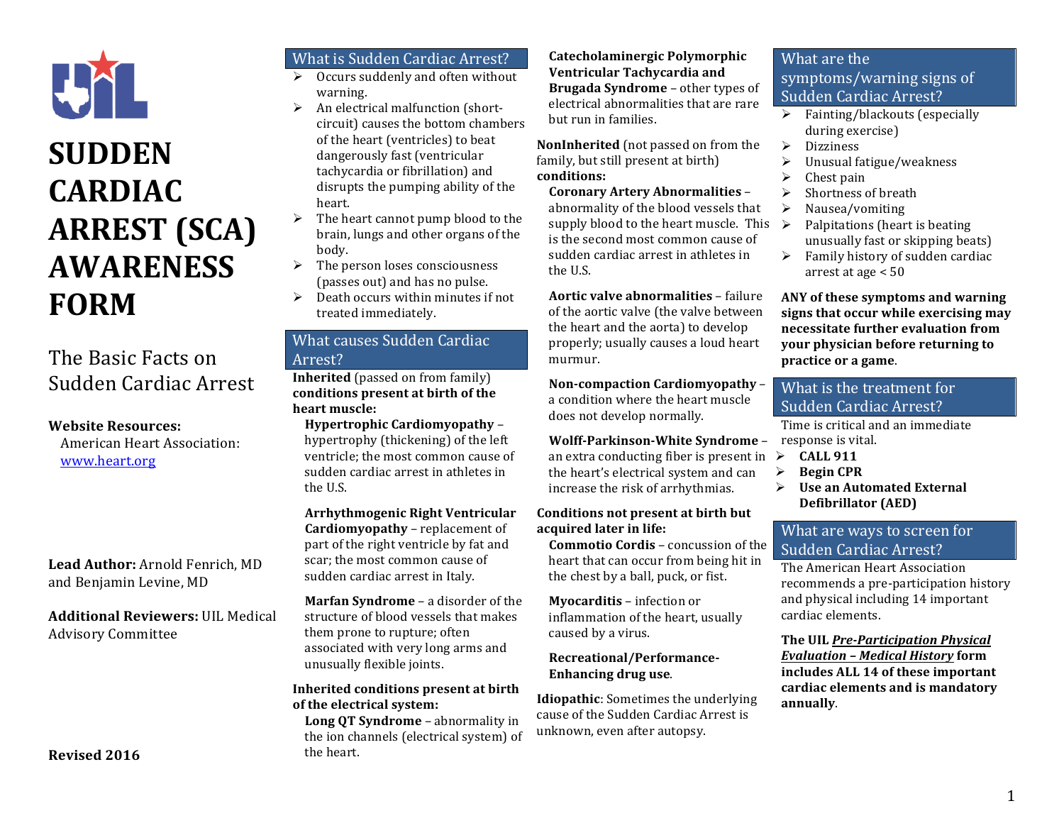# SUDDEN CARDIAC ARREST (SCA) AWARENESS FORM

## The Basic Facts on Sudden Cardiac Arrest

**Website Resources:**
American Heart Association: www.heart.org

**Lead Author:** Arnold Fenrich, MD and Benjamin Levine, MD

**Additional Reviewers:** UIL Medical Advisory Committee

**Revised 2016**

## What is Sudden Cardiac Arrest?

- Occurs suddenly and often without warning.
- An electrical malfunction (short-circuit) causes the bottom chambers of the heart (ventricles) to beat dangerously fast (ventricular tachycardia or fibrillation) and disrupts the pumping ability of the heart.
- The heart cannot pump blood to the brain, lungs and other organs of the body.
- The person loses consciousness (passes out) and has no pulse.
- Death occurs within minutes if not treated immediately.

## What causes Sudden Cardiac Arrest?

**Inherited** (passed on from family) **conditions present at birth of the heart muscle:**

**Hypertrophic Cardiomyopathy** – hypertrophy (thickening) of the left ventricle; the most common cause of sudden cardiac arrest in athletes in the U.S.

**Arrhythmogenic Right Ventricular Cardiomyopathy** – replacement of part of the right ventricle by fat and scar; the most common cause of sudden cardiac arrest in Italy.

**Marfan Syndrome** – a disorder of the structure of blood vessels that makes them prone to rupture; often associated with very long arms and unusually flexible joints.

**Inherited conditions present at birth of the electrical system:**

**Long QT Syndrome** – abnormality in the ion channels (electrical system) of the heart.

**Catecholaminergic Polymorphic Ventricular Tachycardia and Brugada Syndrome** – other types of electrical abnormalities that are rare but run in families.

**NonInherited** (not passed on from the family, but still present at birth) **conditions:**

**Coronary Artery Abnormalities** – abnormality of the blood vessels that supply blood to the heart muscle. This is the second most common cause of sudden cardiac arrest in athletes in the U.S.

**Aortic valve abnormalities** – failure of the aortic valve (the valve between the heart and the aorta) to develop properly; usually causes a loud heart murmur.

**Non-compaction Cardiomyopathy** – a condition where the heart muscle does not develop normally.

**Wolff-Parkinson-White Syndrome** – an extra conducting fiber is present in the heart's electrical system and can increase the risk of arrhythmias.

**Conditions not present at birth but acquired later in life:**

**Commotio Cordis** – concussion of the heart that can occur from being hit in the chest by a ball, puck, or fist.

**Myocarditis** – infection or inflammation of the heart, usually caused by a virus.

**Recreational/Performance-Enhancing drug use**.

**Idiopathic**: Sometimes the underlying cause of the Sudden Cardiac Arrest is unknown, even after autopsy.

## What are the symptoms/warning signs of Sudden Cardiac Arrest?

- Fainting/blackouts (especially during exercise)
- Dizziness
- Unusual fatigue/weakness
- Chest pain
- Shortness of breath
- Nausea/vomiting
- Palpitations (heart is beating unusually fast or skipping beats)
- Family history of sudden cardiac arrest at age < 50

**ANY of these symptoms and warning signs that occur while exercising may necessitate further evaluation from your physician before returning to practice or a game**.

## What is the treatment for Sudden Cardiac Arrest?

Time is critical and an immediate response is vital.

- **CALL 911**
- **Begin CPR**
- **Use an Automated External Defibrillator (AED)**

## What are ways to screen for Sudden Cardiac Arrest?

The American Heart Association recommends a pre-participation history and physical including 14 important cardiac elements.

**The UIL *Pre-Participation Physical Evaluation – Medical History* form includes ALL 14 of these important cardiac elements and is mandatory annually**.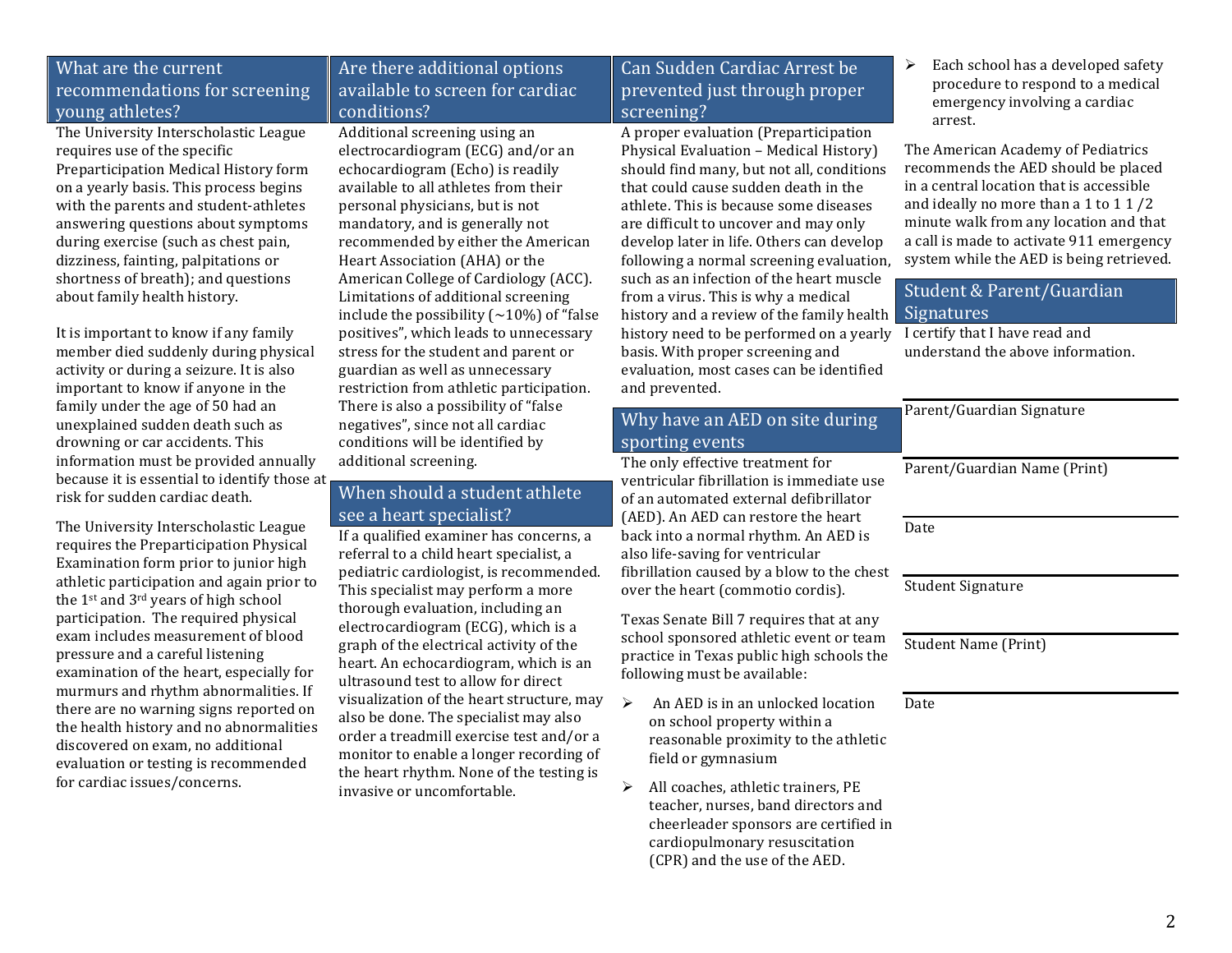## What are the current recommendations for screening young athletes?

The University Interscholastic League requires use of the specific Preparticipation Medical History form on a yearly basis. This process begins with the parents and student-athletes answering questions about symptoms during exercise (such as chest pain, dizziness, fainting, palpitations or shortness of breath); and questions about family health history.

It is important to know if any family member died suddenly during physical activity or during a seizure. It is also important to know if anyone in the family under the age of 50 had an unexplained sudden death such as drowning or car accidents. This information must be provided annually because it is essential to identify those at risk for sudden cardiac death.

The University Interscholastic League requires the Preparticipation Physical Examination form prior to junior high athletic participation and again prior to the 1st and 3rd years of high school participation. The required physical exam includes measurement of blood pressure and a careful listening examination of the heart, especially for murmurs and rhythm abnormalities. If there are no warning signs reported on the health history and no abnormalities discovered on exam, no additional evaluation or testing is recommended for cardiac issues/concerns.

## Are there additional options available to screen for cardiac conditions?

Additional screening using an electrocardiogram (ECG) and/or an echocardiogram (Echo) is readily available to all athletes from their personal physicians, but is not mandatory, and is generally not recommended by either the American Heart Association (AHA) or the American College of Cardiology (ACC). Limitations of additional screening include the possibility (~10%) of "false positives", which leads to unnecessary stress for the student and parent or guardian as well as unnecessary restriction from athletic participation. There is also a possibility of "false negatives", since not all cardiac conditions will be identified by additional screening.

## When should a student athlete see a heart specialist?

If a qualified examiner has concerns, a referral to a child heart specialist, a pediatric cardiologist, is recommended. This specialist may perform a more thorough evaluation, including an electrocardiogram (ECG), which is a graph of the electrical activity of the heart. An echocardiogram, which is an ultrasound test to allow for direct visualization of the heart structure, may also be done. The specialist may also order a treadmill exercise test and/or a monitor to enable a longer recording of the heart rhythm. None of the testing is invasive or uncomfortable.

## Can Sudden Cardiac Arrest be prevented just through proper screening?

A proper evaluation (Preparticipation Physical Evaluation – Medical History) should find many, but not all, conditions that could cause sudden death in the athlete. This is because some diseases are difficult to uncover and may only develop later in life. Others can develop following a normal screening evaluation, such as an infection of the heart muscle from a virus. This is why a medical history and a review of the family health history need to be performed on a yearly basis. With proper screening and evaluation, most cases can be identified and prevented.

## Why have an AED on site during sporting events

The only effective treatment for ventricular fibrillation is immediate use of an automated external defibrillator (AED). An AED can restore the heart back into a normal rhythm. An AED is also life-saving for ventricular fibrillation caused by a blow to the chest over the heart (commotio cordis).

Texas Senate Bill 7 requires that at any school sponsored athletic event or team practice in Texas public high schools the following must be available:

- An AED is in an unlocked location on school property within a reasonable proximity to the athletic field or gymnasium
- All coaches, athletic trainers, PE teacher, nurses, band directors and cheerleader sponsors are certified in cardiopulmonary resuscitation (CPR) and the use of the AED.
- Each school has a developed safety procedure to respond to a medical emergency involving a cardiac arrest.

The American Academy of Pediatrics recommends the AED should be placed in a central location that is accessible and ideally no more than a 1 to 1 1/2 minute walk from any location and that a call is made to activate 911 emergency system while the AED is being retrieved.

## Student & Parent/Guardian Signatures

I certify that I have read and understand the above information.

Parent/Guardian Signature

Parent/Guardian Name (Print)

Date

Student Signature

Student Name (Print)

Date